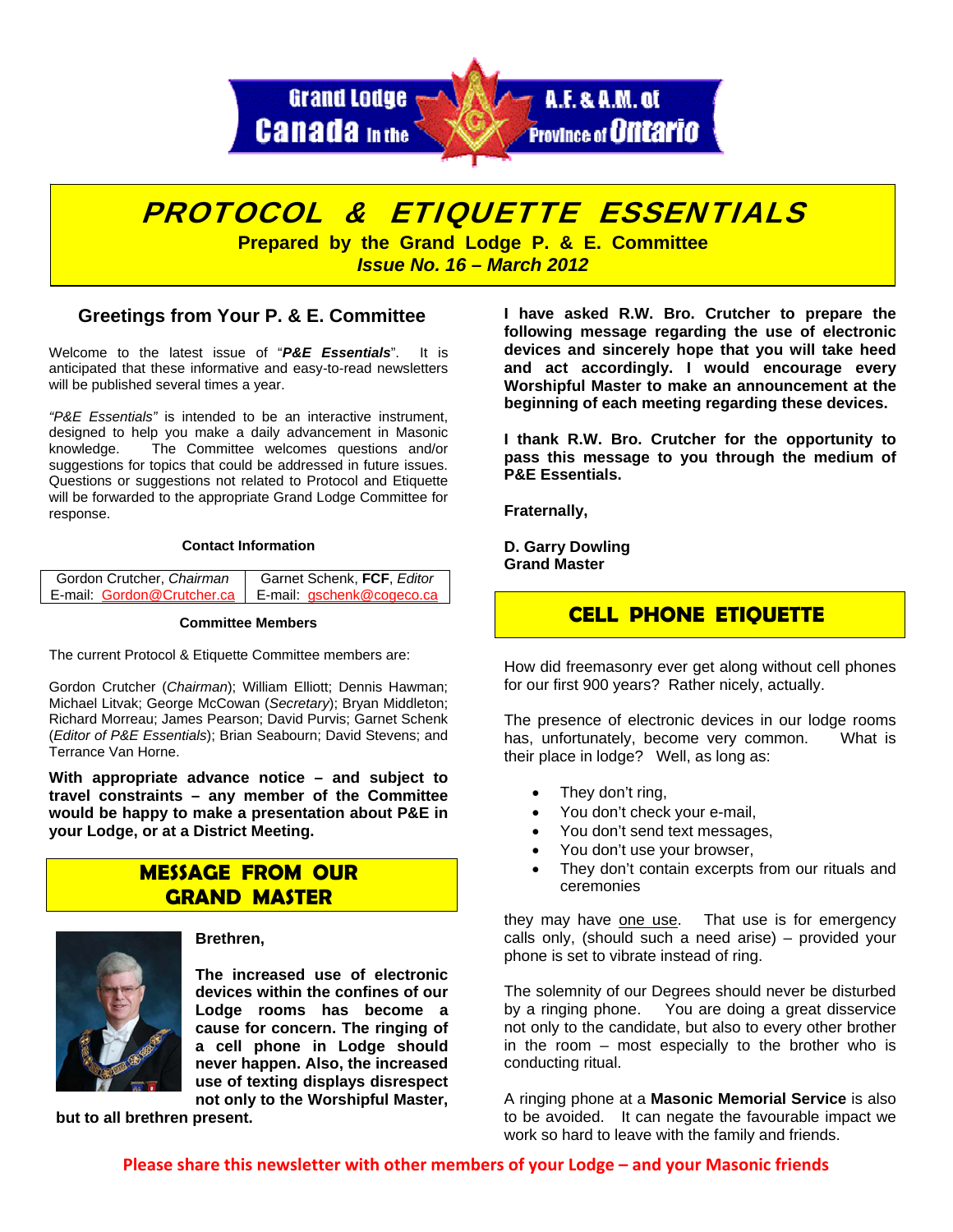Grand Lodge A.F. & A.M. of Canada in the Province of Ontario

# PROTOCOL & ETIQUETTE ESSENTIALS

**Prepared by the Grand Lodge P. & E. Committee**

***Issue No. 16 – March 2012***

## Greetings from Your P. & E. Committee

Welcome to the latest issue of "***P&E Essentials***". It is anticipated that these informative and easy-to-read newsletters will be published several times a year.

*"P&E Essentials"* is intended to be an interactive instrument, designed to help you make a daily advancement in Masonic knowledge. The Committee welcomes questions and/or suggestions for topics that could be addressed in future issues. Questions or suggestions not related to Protocol and Etiquette will be forwarded to the appropriate Grand Lodge Committee for response.

**Contact Information**

| | |
|---|---|
| Gordon Crutcher, *Chairman*<br>E-mail: Gordon@Crutcher.ca | Garnet Schenk, **FCF**, *Editor*<br>E-mail: gschenk@cogeco.ca |

**Committee Members**

The current Protocol & Etiquette Committee members are:

Gordon Crutcher (*Chairman*); William Elliott; Dennis Hawman; Michael Litvak; George McCowan (*Secretary*); Bryan Middleton; Richard Morreau; James Pearson; David Purvis; Garnet Schenk (*Editor of P&E Essentials*); Brian Seabourn; David Stevens; and Terrance Van Horne.

**With appropriate advance notice – and subject to travel constraints – any member of the Committee would be happy to make a presentation about P&E in your Lodge, or at a District Meeting.**

## MESSAGE FROM OUR GRAND MASTER

**Brethren,**

**The increased use of electronic devices within the confines of our Lodge rooms has become a cause for concern. The ringing of a cell phone in Lodge should never happen. Also, the increased use of texting displays disrespect not only to the Worshipful Master, but to all brethren present.**

**I have asked R.W. Bro. Crutcher to prepare the following message regarding the use of electronic devices and sincerely hope that you will take heed and act accordingly. I would encourage every Worshipful Master to make an announcement at the beginning of each meeting regarding these devices.**

**I thank R.W. Bro. Crutcher for the opportunity to pass this message to you through the medium of P&E Essentials.**

**Fraternally,**

**D. Garry Dowling**
**Grand Master**

## CELL PHONE ETIQUETTE

How did freemasonry ever get along without cell phones for our first 900 years? Rather nicely, actually.

The presence of electronic devices in our lodge rooms has, unfortunately, become very common. What is their place in lodge? Well, as long as:

- They don't ring,
- You don't check your e-mail,
- You don't send text messages,
- You don't use your browser,
- They don't contain excerpts from our rituals and ceremonies

they may have one use. That use is for emergency calls only, (should such a need arise) – provided your phone is set to vibrate instead of ring.

The solemnity of our Degrees should never be disturbed by a ringing phone. You are doing a great disservice not only to the candidate, but also to every other brother in the room – most especially to the brother who is conducting ritual.

A ringing phone at a **Masonic Memorial Service** is also to be avoided. It can negate the favourable impact we work so hard to leave with the family and friends.

**Please share this newsletter with other members of your Lodge – and your Masonic friends**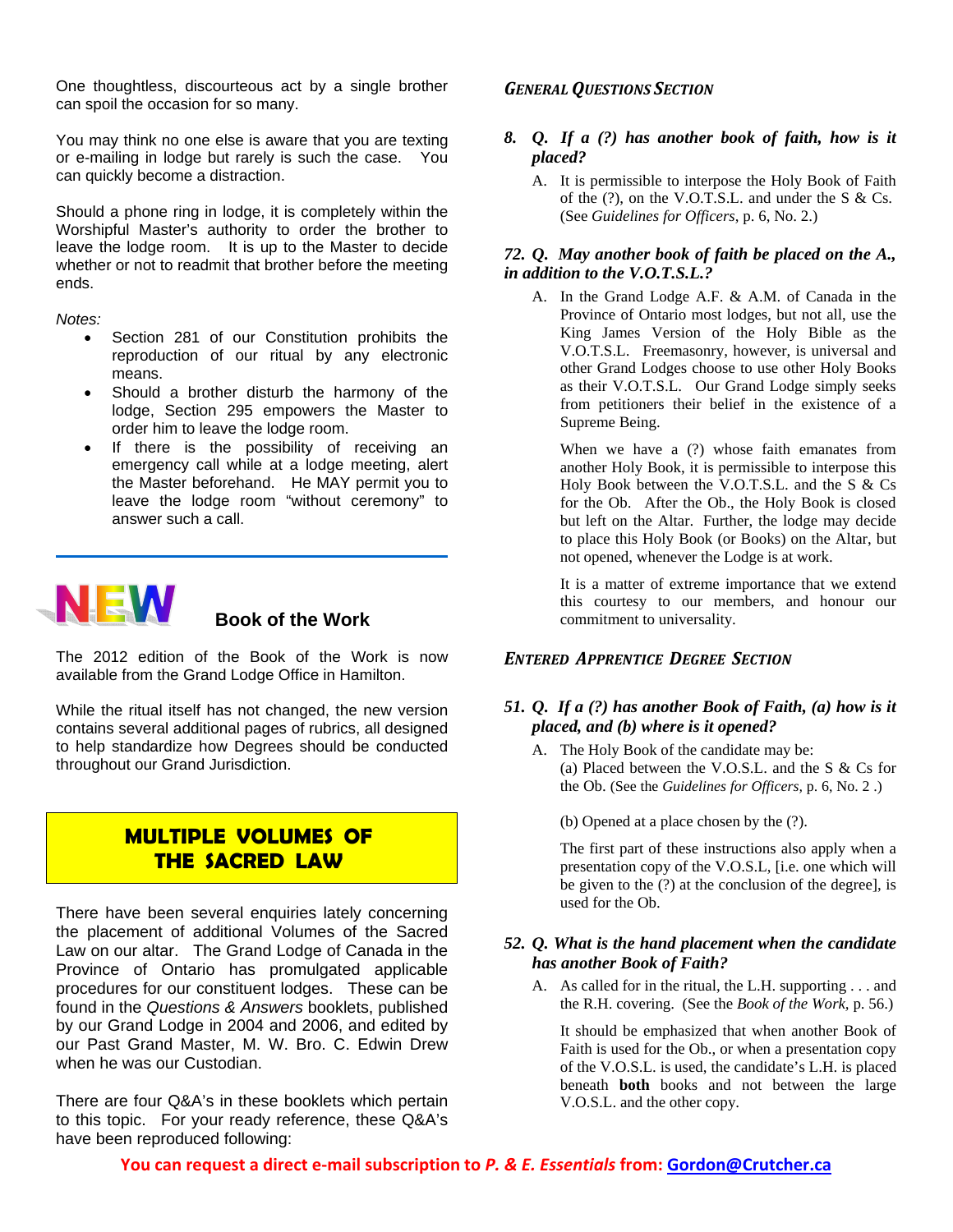One thoughtless, discourteous act by a single brother can spoil the occasion for so many.

You may think no one else is aware that you are texting or e-mailing in lodge but rarely is such the case. You can quickly become a distraction.

Should a phone ring in lodge, it is completely within the Worshipful Master's authority to order the brother to leave the lodge room. It is up to the Master to decide whether or not to readmit that brother before the meeting ends.

*Notes:*

- Section 281 of our Constitution prohibits the reproduction of our ritual by any electronic means.
- Should a brother disturb the harmony of the lodge, Section 295 empowers the Master to order him to leave the lodge room.
- If there is the possibility of receiving an emergency call while at a lodge meeting, alert the Master beforehand. He MAY permit you to leave the lodge room "without ceremony" to answer such a call.

---

NEW

## Book of the Work

The 2012 edition of the Book of the Work is now available from the Grand Lodge Office in Hamilton.

While the ritual itself has not changed, the new version contains several additional pages of rubrics, all designed to help standardize how Degrees should be conducted throughout our Grand Jurisdiction.

## MULTIPLE VOLUMES OF THE SACRED LAW

There have been several enquiries lately concerning the placement of additional Volumes of the Sacred Law on our altar. The Grand Lodge of Canada in the Province of Ontario has promulgated applicable procedures for our constituent lodges. These can be found in the *Questions & Answers* booklets, published by our Grand Lodge in 2004 and 2006, and edited by our Past Grand Master, M. W. Bro. C. Edwin Drew when he was our Custodian.

There are four Q&A's in these booklets which pertain to this topic. For your ready reference, these Q&A's have been reproduced following:

### *General Questions Section*

***8. Q. If a (?) has another book of faith, how is it placed?***

A. It is permissible to interpose the Holy Book of Faith of the (?), on the V.O.T.S.L. and under the S & Cs. (See *Guidelines for Officers*, p. 6, No. 2.)

***72. Q. May another book of faith be placed on the A., in addition to the V.O.T.S.L.?***

A. In the Grand Lodge A.F. & A.M. of Canada in the Province of Ontario most lodges, but not all, use the King James Version of the Holy Bible as the V.O.T.S.L. Freemasonry, however, is universal and other Grand Lodges choose to use other Holy Books as their V.O.T.S.L. Our Grand Lodge simply seeks from petitioners their belief in the existence of a Supreme Being.

When we have a (?) whose faith emanates from another Holy Book, it is permissible to interpose this Holy Book between the V.O.T.S.L. and the S & Cs for the Ob. After the Ob., the Holy Book is closed but left on the Altar. Further, the lodge may decide to place this Holy Book (or Books) on the Altar, but not opened, whenever the Lodge is at work.

It is a matter of extreme importance that we extend this courtesy to our members, and honour our commitment to universality.

### *Entered Apprentice Degree Section*

***51. Q. If a (?) has another Book of Faith, (a) how is it placed, and (b) where is it opened?***

A. The Holy Book of the candidate may be:
(a) Placed between the V.O.S.L. and the S & Cs for the Ob. (See the *Guidelines for Officers,* p. 6, No. 2 .)

(b) Opened at a place chosen by the (?).

The first part of these instructions also apply when a presentation copy of the V.O.S.L, [i.e. one which will be given to the (?) at the conclusion of the degree], is used for the Ob.

***52. Q. What is the hand placement when the candidate has another Book of Faith?***

A. As called for in the ritual, the L.H. supporting . . . and the R.H. covering. (See the *Book of the Work*, p. 56.)

It should be emphasized that when another Book of Faith is used for the Ob., or when a presentation copy of the V.O.S.L. is used, the candidate's L.H. is placed beneath **both** books and not between the large V.O.S.L. and the other copy.

**You can request a direct e-mail subscription to *P. & E. Essentials* from: Gordon@Crutcher.ca**